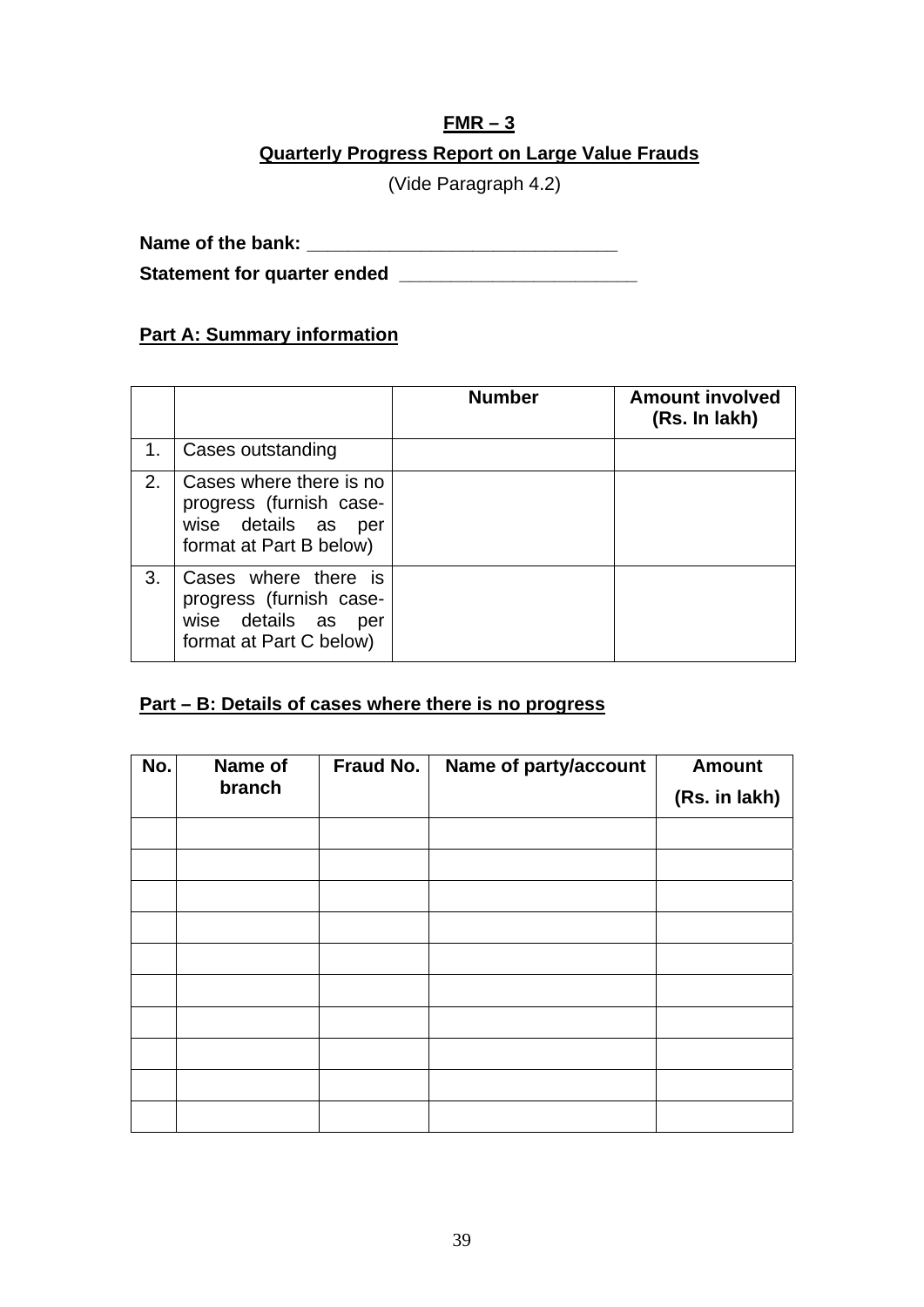# FMR – 3

## Quarterly Progress Report on Large Value Frauds

(Vide Paragraph 4.2)

**Name of the bank:** ______________________________

**Statement for quarter ended** ______________________

### Part A: Summary information

| | | Number | Amount involved (Rs. In lakh) |
|---|---|---|---|
| 1. | Cases outstanding | | |
| 2. | Cases where there is no progress (furnish case-wise details as per format at Part B below) | | |
| 3. | Cases where there is progress (furnish case-wise details as per format at Part C below) | | |

### Part – B: Details of cases where there is no progress

| No. | Name of branch | Fraud No. | Name of party/account | Amount (Rs. in lakh) |
|---|---|---|---|---|
| | | | | |
| | | | | |
| | | | | |
| | | | | |
| | | | | |
| | | | | |
| | | | | |
| | | | | |
| | | | | |
| | | | | |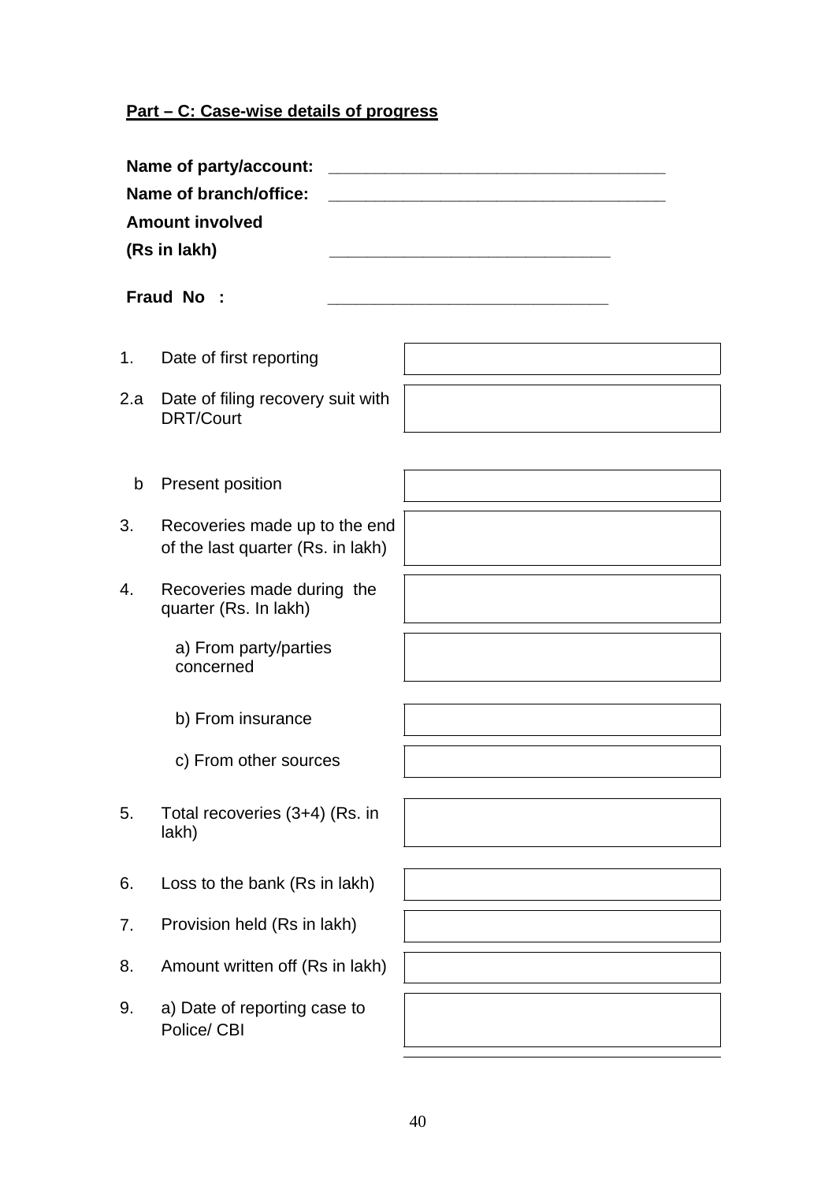**Part – C: Case-wise details of progress**

**Name of party/account:** ___________________________________

**Name of branch/office:** ___________________________________

**Amount involved**

**(Rs in lakh)** ______________________________

**Fraud No :** ______________________________

| | | |
|---|---|---|
| 1. | Date of first reporting | |
| 2.a | Date of filing recovery suit with DRT/Court | |
| b | Present position | |
| 3. | Recoveries made up to the end of the last quarter (Rs. in lakh) | |
| 4. | Recoveries made during the quarter (Rs. In lakh) | |
| | a) From party/parties concerned | |
| | b) From insurance | |
| | c) From other sources | |
| 5. | Total recoveries (3+4) (Rs. in lakh) | |
| 6. | Loss to the bank (Rs in lakh) | |
| 7. | Provision held (Rs in lakh) | |
| 8. | Amount written off (Rs in lakh) | |
| 9. | a) Date of reporting case to Police/ CBI | |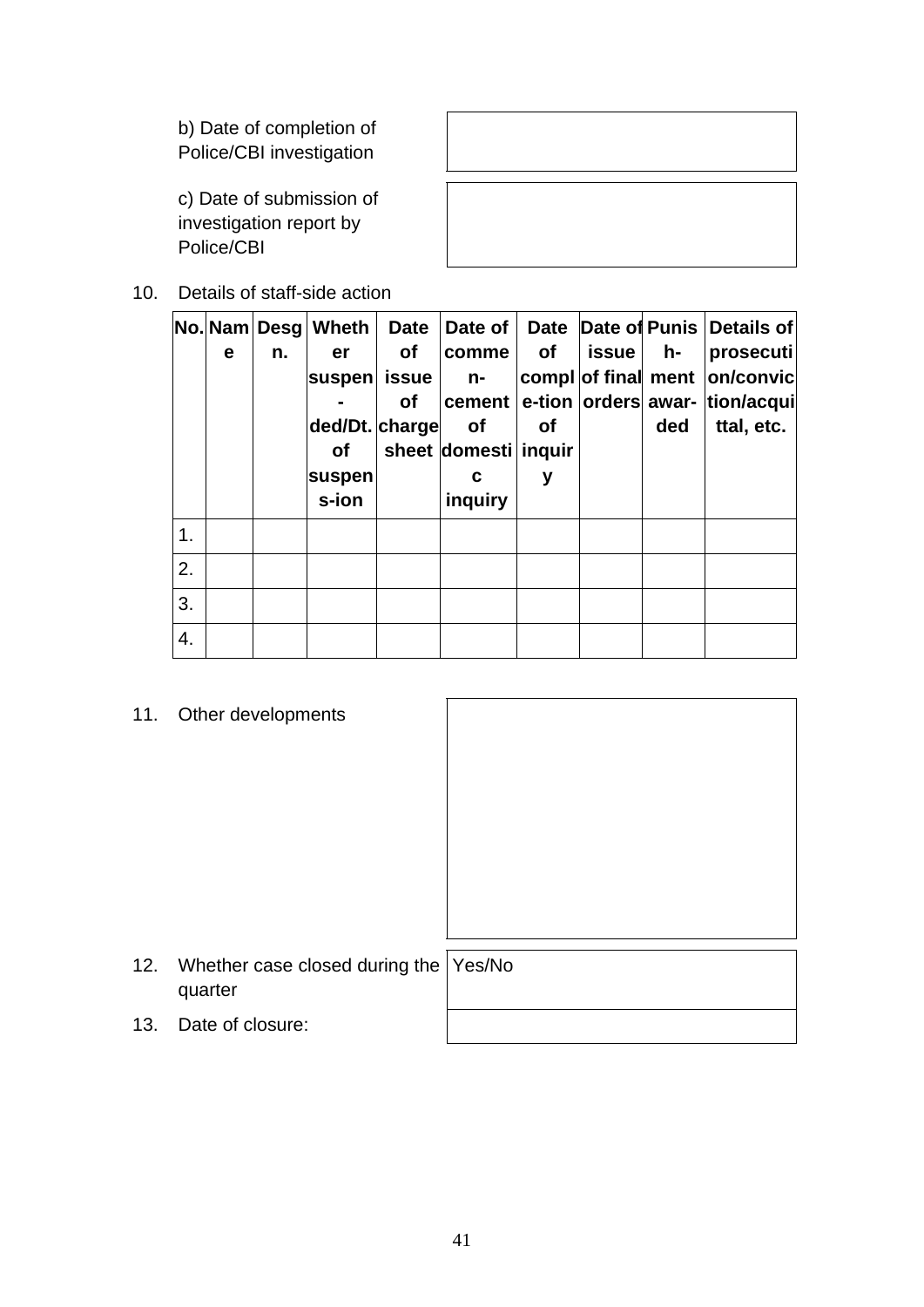b) Date of completion of Police/CBI investigation

| |
|---|
| |

c) Date of submission of investigation report by Police/CBI

| |
|---|
| |

10. Details of staff-side action

| No. | Name | Desgn. | Whether suspended/Dt. of suspension | Date of issue of charge sheet | Date of commencement of domestic inquiry | Date of completion of inquiry | Date of issue of final orders | Punishment awarded | Details of prosecution/conviction/acquittal, etc. |
|---|---|---|---|---|---|---|---|---|---|
| 1. | | | | | | | | | |
| 2. | | | | | | | | | |
| 3. | | | | | | | | | |
| 4. | | | | | | | | | |

11. Other developments

| |
|---|
| |

12. Whether case closed during the quarter

| |
|---|
| Yes/No |

13. Date of closure:

| |
|---|
| |